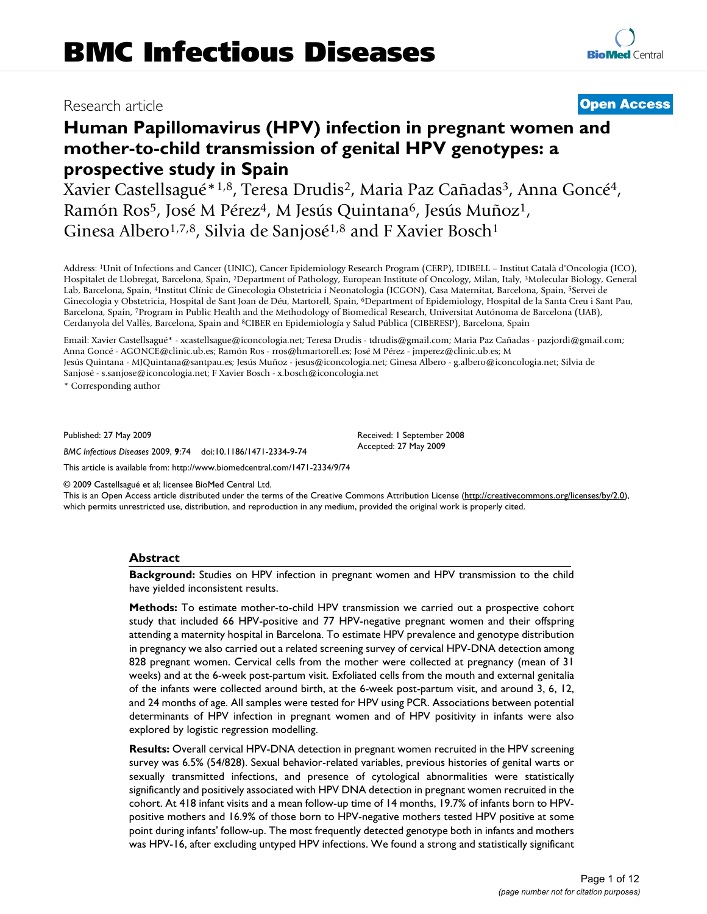# BMC Infectious Diseases

Research article

**Open Access**

# Human Papillomavirus (HPV) infection in pregnant women and mother-to-child transmission of genital HPV genotypes: a prospective study in Spain

Xavier Castellsagué*[1,8], Teresa Drudis[2], Maria Paz Cañadas[3], Anna Goncé[4], Ramón Ros[5], José M Pérez[4], M Jesús Quintana[6], Jesús Muñoz[1], Ginesa Albero[1,7,8], Silvia de Sanjosé[1,8] and F Xavier Bosch[1]

Address: [1]Unit of Infections and Cancer (UNIC), Cancer Epidemiology Research Program (CERP), IDIBELL – Institut Català d'Oncologia (ICO), Hospitalet de Llobregat, Barcelona, Spain, [2]Department of Pathology, European Institute of Oncology, Milan, Italy, [3]Molecular Biology, General Lab, Barcelona, Spain, [4]Institut Clínic de Ginecologia Obstetricia i Neonatologia (ICGON), Casa Maternitat, Barcelona, Spain, [5]Servei de Ginecologia y Obstetricia, Hospital de Sant Joan de Déu, Martorell, Spain, [6]Department of Epidemiology, Hospital de la Santa Creu i Sant Pau, Barcelona, Spain, [7]Program in Public Health and the Methodology of Biomedical Research, Universitat Autónoma de Barcelona (UAB), Cerdanyola del Vallès, Barcelona, Spain and [8]CIBER en Epidemiología y Salud Pública (CIBERESP), Barcelona, Spain

Email: Xavier Castellsagué* - xcastellsague@iconcologia.net; Teresa Drudis - tdrudis@gmail.com; Maria Paz Cañadas - pazjordi@gmail.com; Anna Goncé - AGONCE@clinic.ub.es; Ramón Ros - rros@hmartorell.es; José M Pérez - jmperez@clinic.ub.es; M Jesús Quintana - MJQuintana@santpau.es; Jesús Muñoz - jesus@iconcologia.net; Ginesa Albero - g.albero@iconcologia.net; Silvia de Sanjosé - s.sanjose@iconcologia.net; F Xavier Bosch - x.bosch@iconcologia.net

\* Corresponding author

Published: 27 May 2009

Received: 1 September 2008
Accepted: 27 May 2009

*BMC Infectious Diseases* 2009, **9**:74 doi:10.1186/1471-2334-9-74

This article is available from: http://www.biomedcentral.com/1471-2334/9/74

© 2009 Castellsagué et al; licensee BioMed Central Ltd.
This is an Open Access article distributed under the terms of the Creative Commons Attribution License (http://creativecommons.org/licenses/by/2.0), which permits unrestricted use, distribution, and reproduction in any medium, provided the original work is properly cited.

## Abstract

**Background:** Studies on HPV infection in pregnant women and HPV transmission to the child have yielded inconsistent results.

**Methods:** To estimate mother-to-child HPV transmission we carried out a prospective cohort study that included 66 HPV-positive and 77 HPV-negative pregnant women and their offspring attending a maternity hospital in Barcelona. To estimate HPV prevalence and genotype distribution in pregnancy we also carried out a related screening survey of cervical HPV-DNA detection among 828 pregnant women. Cervical cells from the mother were collected at pregnancy (mean of 31 weeks) and at the 6-week post-partum visit. Exfoliated cells from the mouth and external genitalia of the infants were collected around birth, at the 6-week post-partum visit, and around 3, 6, 12, and 24 months of age. All samples were tested for HPV using PCR. Associations between potential determinants of HPV infection in pregnant women and of HPV positivity in infants were also explored by logistic regression modelling.

**Results:** Overall cervical HPV-DNA detection in pregnant women recruited in the HPV screening survey was 6.5% (54/828). Sexual behavior-related variables, previous histories of genital warts or sexually transmitted infections, and presence of cytological abnormalities were statistically significantly and positively associated with HPV DNA detection in pregnant women recruited in the cohort. At 418 infant visits and a mean follow-up time of 14 months, 19.7% of infants born to HPV-positive mothers and 16.9% of those born to HPV-negative mothers tested HPV positive at some point during infants' follow-up. The most frequently detected genotype both in infants and mothers was HPV-16, after excluding untyped HPV infections. We found a strong and statistically significant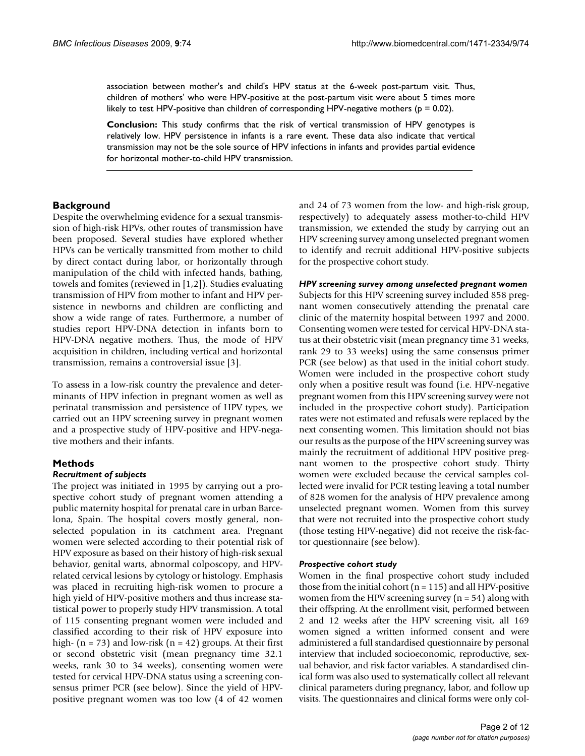association between mother's and child's HPV status at the 6-week post-partum visit. Thus, children of mothers' who were HPV-positive at the post-partum visit were about 5 times more likely to test HPV-positive than children of corresponding HPV-negative mothers ($p = 0.02$).

**Conclusion:** This study confirms that the risk of vertical transmission of HPV genotypes is relatively low. HPV persistence in infants is a rare event. These data also indicate that vertical transmission may not be the sole source of HPV infections in infants and provides partial evidence for horizontal mother-to-child HPV transmission.

## Background

Despite the overwhelming evidence for a sexual transmission of high-risk HPVs, other routes of transmission have been proposed. Several studies have explored whether HPVs can be vertically transmitted from mother to child by direct contact during labor, or horizontally through manipulation of the child with infected hands, bathing, towels and fomites (reviewed in [1,2]). Studies evaluating transmission of HPV from mother to infant and HPV persistence in newborns and children are conflicting and show a wide range of rates. Furthermore, a number of studies report HPV-DNA detection in infants born to HPV-DNA negative mothers. Thus, the mode of HPV acquisition in children, including vertical and horizontal transmission, remains a controversial issue [3].

To assess in a low-risk country the prevalence and determinants of HPV infection in pregnant women as well as perinatal transmission and persistence of HPV types, we carried out an HPV screening survey in pregnant women and a prospective study of HPV-positive and HPV-negative mothers and their infants.

## Methods

### *Recruitment of subjects*

The project was initiated in 1995 by carrying out a prospective cohort study of pregnant women attending a public maternity hospital for prenatal care in urban Barcelona, Spain. The hospital covers mostly general, non-selected population in its catchment area. Pregnant women were selected according to their potential risk of HPV exposure as based on their history of high-risk sexual behavior, genital warts, abnormal colposcopy, and HPV-related cervical lesions by cytology or histology. Emphasis was placed in recruiting high-risk women to procure a high yield of HPV-positive mothers and thus increase statistical power to properly study HPV transmission. A total of 115 consenting pregnant women were included and classified according to their risk of HPV exposure into high- ($n = 73$) and low-risk ($n = 42$) groups. At their first or second obstetric visit (mean pregnancy time 32.1 weeks, rank 30 to 34 weeks), consenting women were tested for cervical HPV-DNA status using a screening consensus primer PCR (see below). Since the yield of HPV-positive pregnant women was too low (4 of 42 women and 24 of 73 women from the low- and high-risk group, respectively) to adequately assess mother-to-child HPV transmission, we extended the study by carrying out an HPV screening survey among unselected pregnant women to identify and recruit additional HPV-positive subjects for the prospective cohort study.

### *HPV screening survey among unselected pregnant women*

Subjects for this HPV screening survey included 858 pregnant women consecutively attending the prenatal care clinic of the maternity hospital between 1997 and 2000. Consenting women were tested for cervical HPV-DNA status at their obstetric visit (mean pregnancy time 31 weeks, rank 29 to 33 weeks) using the same consensus primer PCR (see below) as that used in the initial cohort study. Women were included in the prospective cohort study only when a positive result was found (i.e. HPV-negative pregnant women from this HPV screening survey were not included in the prospective cohort study). Participation rates were not estimated and refusals were replaced by the next consenting women. This limitation should not bias our results as the purpose of the HPV screening survey was mainly the recruitment of additional HPV positive pregnant women to the prospective cohort study. Thirty women were excluded because the cervical samples collected were invalid for PCR testing leaving a total number of 828 women for the analysis of HPV prevalence among unselected pregnant women. Women from this survey that were not recruited into the prospective cohort study (those testing HPV-negative) did not receive the risk-factor questionnaire (see below).

### *Prospective cohort study*

Women in the final prospective cohort study included those from the initial cohort ($n = 115$) and all HPV-positive women from the HPV screening survey ($n = 54$) along with their offspring. At the enrollment visit, performed between 2 and 12 weeks after the HPV screening visit, all 169 women signed a written informed consent and were administered a full standardised questionnaire by personal interview that included socioeconomic, reproductive, sexual behavior, and risk factor variables. A standardised clinical form was also used to systematically collect all relevant clinical parameters during pregnancy, labor, and follow up visits. The questionnaires and clinical forms were only col-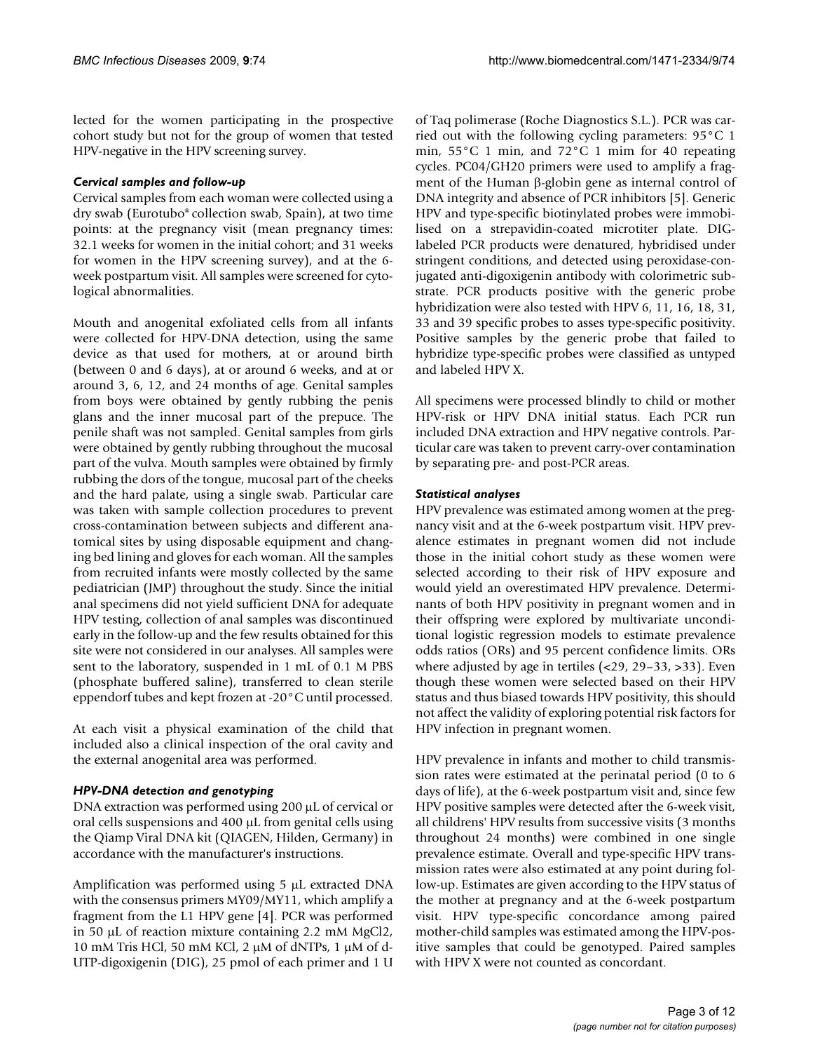lected for the women participating in the prospective cohort study but not for the group of women that tested HPV-negative in the HPV screening survey.

### *Cervical samples and follow-up*

Cervical samples from each woman were collected using a dry swab (Eurotubo® collection swab, Spain), at two time points: at the pregnancy visit (mean pregnancy times: 32.1 weeks for women in the initial cohort; and 31 weeks for women in the HPV screening survey), and at the 6-week postpartum visit. All samples were screened for cytological abnormalities.

Mouth and anogenital exfoliated cells from all infants were collected for HPV-DNA detection, using the same device as that used for mothers, at or around birth (between 0 and 6 days), at or around 6 weeks, and at or around 3, 6, 12, and 24 months of age. Genital samples from boys were obtained by gently rubbing the penis glans and the inner mucosal part of the prepuce. The penile shaft was not sampled. Genital samples from girls were obtained by gently rubbing throughout the mucosal part of the vulva. Mouth samples were obtained by firmly rubbing the dors of the tongue, mucosal part of the cheeks and the hard palate, using a single swab. Particular care was taken with sample collection procedures to prevent cross-contamination between subjects and different anatomical sites by using disposable equipment and changing bed lining and gloves for each woman. All the samples from recruited infants were mostly collected by the same pediatrician (JMP) throughout the study. Since the initial anal specimens did not yield sufficient DNA for adequate HPV testing, collection of anal samples was discontinued early in the follow-up and the few results obtained for this site were not considered in our analyses. All samples were sent to the laboratory, suspended in 1 mL of 0.1 M PBS (phosphate buffered saline), transferred to clean sterile eppendorf tubes and kept frozen at -20°C until processed.

At each visit a physical examination of the child that included also a clinical inspection of the oral cavity and the external anogenital area was performed.

### *HPV-DNA detection and genotyping*

DNA extraction was performed using 200 μL of cervical or oral cells suspensions and 400 μL from genital cells using the Qiamp Viral DNA kit (QIAGEN, Hilden, Germany) in accordance with the manufacturer's instructions.

Amplification was performed using 5 μL extracted DNA with the consensus primers MY09/MY11, which amplify a fragment from the L1 HPV gene [4]. PCR was performed in 50 μL of reaction mixture containing 2.2 mM $MgCl_2$, 10 mM Tris HCl, 50 mM KCl, 2 μM of dNTPs, 1 μM of d-UTP-digoxigenin (DIG), 25 pmol of each primer and 1 U of Taq polimerase (Roche Diagnostics S.L.). PCR was carried out with the following cycling parameters: 95°C 1 min, 55°C 1 min, and 72°C 1 mim for 40 repeating cycles. PC04/GH20 primers were used to amplify a fragment of the Human β-globin gene as internal control of DNA integrity and absence of PCR inhibitors [5]. Generic HPV and type-specific biotinylated probes were immobilised on a strepavidin-coated microtiter plate. DIG-labeled PCR products were denatured, hybridised under stringent conditions, and detected using peroxidase-conjugated anti-digoxigenin antibody with colorimetric substrate. PCR products positive with the generic probe hybridization were also tested with HPV 6, 11, 16, 18, 31, 33 and 39 specific probes to asses type-specific positivity. Positive samples by the generic probe that failed to hybridize type-specific probes were classified as untyped and labeled HPV X.

All specimens were processed blindly to child or mother HPV-risk or HPV DNA initial status. Each PCR run included DNA extraction and HPV negative controls. Particular care was taken to prevent carry-over contamination by separating pre- and post-PCR areas.

### *Statistical analyses*

HPV prevalence was estimated among women at the pregnancy visit and at the 6-week postpartum visit. HPV prevalence estimates in pregnant women did not include those in the initial cohort study as these women were selected according to their risk of HPV exposure and would yield an overestimated HPV prevalence. Determinants of both HPV positivity in pregnant women and in their offspring were explored by multivariate unconditional logistic regression models to estimate prevalence odds ratios (ORs) and 95 percent confidence limits. ORs where adjusted by age in tertiles (<29, 29–33, >33). Even though these women were selected based on their HPV status and thus biased towards HPV positivity, this should not affect the validity of exploring potential risk factors for HPV infection in pregnant women.

HPV prevalence in infants and mother to child transmission rates were estimated at the perinatal period (0 to 6 days of life), at the 6-week postpartum visit and, since few HPV positive samples were detected after the 6-week visit, all childrens' HPV results from successive visits (3 months throughout 24 months) were combined in one single prevalence estimate. Overall and type-specific HPV transmission rates were also estimated at any point during follow-up. Estimates are given according to the HPV status of the mother at pregnancy and at the 6-week postpartum visit. HPV type-specific concordance among paired mother-child samples was estimated among the HPV-positive samples that could be genotyped. Paired samples with HPV X were not counted as concordant.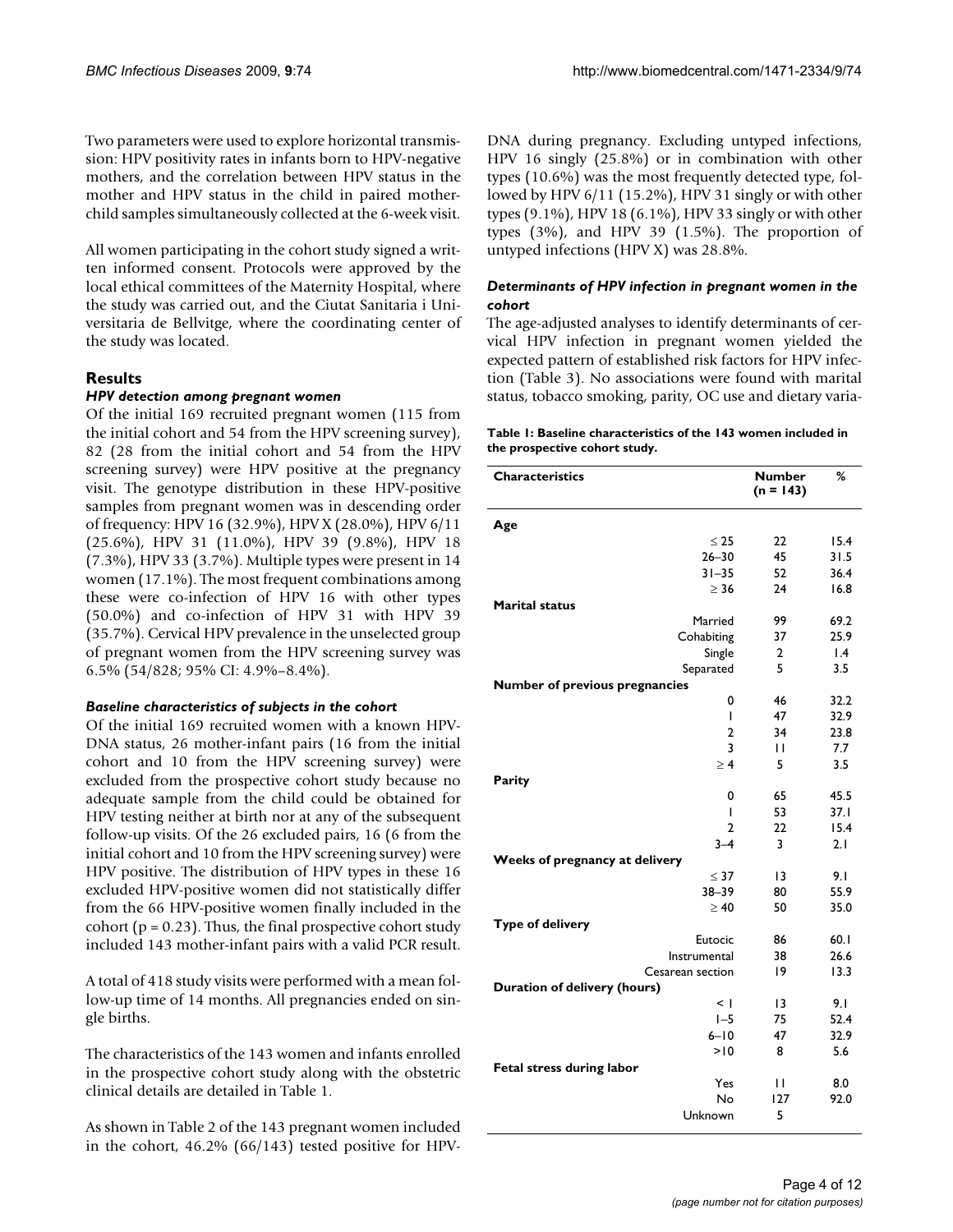Two parameters were used to explore horizontal transmission: HPV positivity rates in infants born to HPV-negative mothers, and the correlation between HPV status in the mother and HPV status in the child in paired mother-child samples simultaneously collected at the 6-week visit.

All women participating in the cohort study signed a written informed consent. Protocols were approved by the local ethical committees of the Maternity Hospital, where the study was carried out, and the Ciutat Sanitaria i Universitaria de Bellvitge, where the coordinating center of the study was located.

## Results

### *HPV detection among pregnant women*

Of the initial 169 recruited pregnant women (115 from the initial cohort and 54 from the HPV screening survey), 82 (28 from the initial cohort and 54 from the HPV screening survey) were HPV positive at the pregnancy visit. The genotype distribution in these HPV-positive samples from pregnant women was in descending order of frequency: HPV 16 (32.9%), HPV X (28.0%), HPV 6/11 (25.6%), HPV 31 (11.0%), HPV 39 (9.8%), HPV 18 (7.3%), HPV 33 (3.7%). Multiple types were present in 14 women (17.1%). The most frequent combinations among these were co-infection of HPV 16 with other types (50.0%) and co-infection of HPV 31 with HPV 39 (35.7%). Cervical HPV prevalence in the unselected group of pregnant women from the HPV screening survey was 6.5% (54/828; 95% CI: 4.9%–8.4%).

### *Baseline characteristics of subjects in the cohort*

Of the initial 169 recruited women with a known HPV-DNA status, 26 mother-infant pairs (16 from the initial cohort and 10 from the HPV screening survey) were excluded from the prospective cohort study because no adequate sample from the child could be obtained for HPV testing neither at birth nor at any of the subsequent follow-up visits. Of the 26 excluded pairs, 16 (6 from the initial cohort and 10 from the HPV screening survey) were HPV positive. The distribution of HPV types in these 16 excluded HPV-positive women did not statistically differ from the 66 HPV-positive women finally included in the cohort ($p = 0.23$). Thus, the final prospective cohort study included 143 mother-infant pairs with a valid PCR result.

A total of 418 study visits were performed with a mean follow-up time of 14 months. All pregnancies ended on single births.

The characteristics of the 143 women and infants enrolled in the prospective cohort study along with the obstetric clinical details are detailed in Table 1.

As shown in Table 2 of the 143 pregnant women included in the cohort, 46.2% (66/143) tested positive for HPV-DNA during pregnancy. Excluding untyped infections, HPV 16 singly (25.8%) or in combination with other types (10.6%) was the most frequently detected type, followed by HPV 6/11 (15.2%), HPV 31 singly or with other types (9.1%), HPV 18 (6.1%), HPV 33 singly or with other types (3%), and HPV 39 (1.5%). The proportion of untyped infections (HPV X) was 28.8%.

### *Determinants of HPV infection in pregnant women in the cohort*

The age-adjusted analyses to identify determinants of cervical HPV infection in pregnant women yielded the expected pattern of established risk factors for HPV infection (Table 3). No associations were found with marital status, tobacco smoking, parity, OC use and dietary varia-

**Table 1: Baseline characteristics of the 143 women included in the prospective cohort study.**

| Characteristics | | Number (n = 143) | % |
|---|---|---|---|
| **Age** | | | |
| | ≤ 25 | 22 | 15.4 |
| | 26–30 | 45 | 31.5 |
| | 31–35 | 52 | 36.4 |
| | ≥ 36 | 24 | 16.8 |
| **Marital status** | | | |
| | Married | 99 | 69.2 |
| | Cohabiting | 37 | 25.9 |
| | Single | 2 | 1.4 |
| | Separated | 5 | 3.5 |
| **Number of previous pregnancies** | | | |
| | 0 | 46 | 32.2 |
| | 1 | 47 | 32.9 |
| | 2 | 34 | 23.8 |
| | 3 | 11 | 7.7 |
| | ≥ 4 | 5 | 3.5 |
| **Parity** | | | |
| | 0 | 65 | 45.5 |
| | 1 | 53 | 37.1 |
| | 2 | 22 | 15.4 |
| | 3–4 | 3 | 2.1 |
| **Weeks of pregnancy at delivery** | | | |
| | ≤ 37 | 13 | 9.1 |
| | 38–39 | 80 | 55.9 |
| | ≥ 40 | 50 | 35.0 |
| **Type of delivery** | | | |
| | Eutocic | 86 | 60.1 |
| | Instrumental | 38 | 26.6 |
| | Cesarean section | 19 | 13.3 |
| **Duration of delivery (hours)** | | | |
| | < 1 | 13 | 9.1 |
| | 1–5 | 75 | 52.4 |
| | 6–10 | 47 | 32.9 |
| | >10 | 8 | 5.6 |
| **Fetal stress during labor** | | | |
| | Yes | 11 | 8.0 |
| | No | 127 | 92.0 |
| | Unknown | 5 | |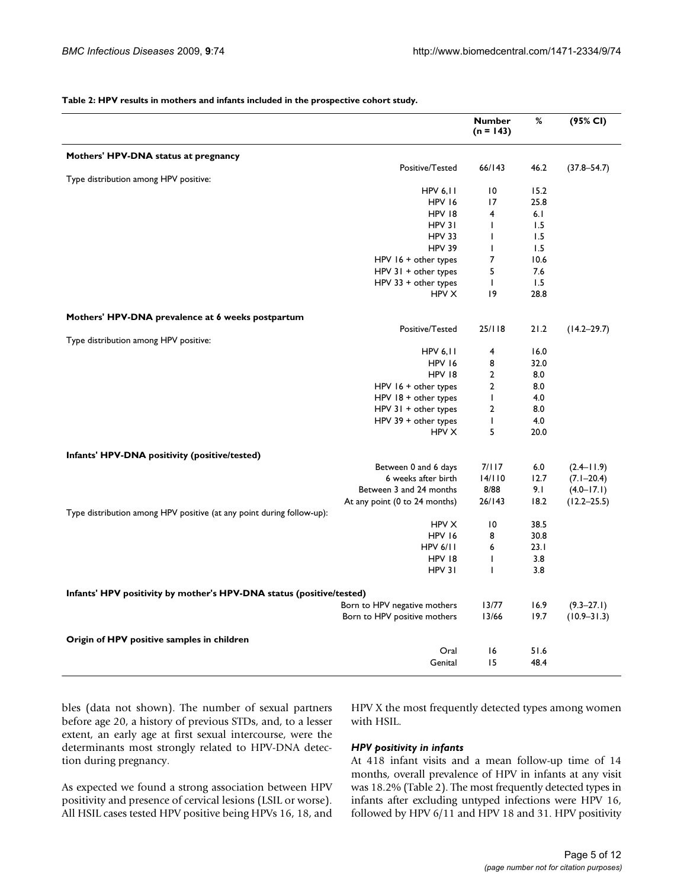**Table 2: HPV results in mothers and infants included in the prospective cohort study.**

| | Number (n = 143) | % | (95% CI) |
|---|---|---|---|
| **Mothers' HPV-DNA status at pregnancy** | | | |
| Positive/Tested | 66/143 | 46.2 | (37.8–54.7) |
| Type distribution among HPV positive: | | | |
| HPV 6,11 | 10 | 15.2 | |
| HPV 16 | 17 | 25.8 | |
| HPV 18 | 4 | 6.1 | |
| HPV 31 | 1 | 1.5 | |
| HPV 33 | 1 | 1.5 | |
| HPV 39 | 1 | 1.5 | |
| HPV 16 + other types | 7 | 10.6 | |
| HPV 31 + other types | 5 | 7.6 | |
| HPV 33 + other types | 1 | 1.5 | |
| HPV X | 19 | 28.8 | |
| **Mothers' HPV-DNA prevalence at 6 weeks postpartum** | | | |
| Positive/Tested | 25/118 | 21.2 | (14.2–29.7) |
| Type distribution among HPV positive: | | | |
| HPV 6,11 | 4 | 16.0 | |
| HPV 16 | 8 | 32.0 | |
| HPV 18 | 2 | 8.0 | |
| HPV 16 + other types | 2 | 8.0 | |
| HPV 18 + other types | 1 | 4.0 | |
| HPV 31 + other types | 2 | 8.0 | |
| HPV 39 + other types | 1 | 4.0 | |
| HPV X | 5 | 20.0 | |
| **Infants' HPV-DNA positivity (positive/tested)** | | | |
| Between 0 and 6 days | 7/117 | 6.0 | (2.4–11.9) |
| 6 weeks after birth | 14/110 | 12.7 | (7.1–20.4) |
| Between 3 and 24 months | 8/88 | 9.1 | (4.0–17.1) |
| At any point (0 to 24 months) | 26/143 | 18.2 | (12.2–25.5) |
| Type distribution among HPV positive (at any point during follow-up): | | | |
| HPV X | 10 | 38.5 | |
| HPV 16 | 8 | 30.8 | |
| HPV 6/11 | 6 | 23.1 | |
| HPV 18 | 1 | 3.8 | |
| HPV 31 | 1 | 3.8 | |
| **Infants' HPV positivity by mother's HPV-DNA status (positive/tested)** | | | |
| Born to HPV negative mothers | 13/77 | 16.9 | (9.3–27.1) |
| Born to HPV positive mothers | 13/66 | 19.7 | (10.9–31.3) |
| **Origin of HPV positive samples in children** | | | |
| Oral | 16 | 51.6 | |
| Genital | 15 | 48.4 | |

bles (data not shown). The number of sexual partners before age 20, a history of previous STDs, and, to a lesser extent, an early age at first sexual intercourse, were the determinants most strongly related to HPV-DNA detection during pregnancy.

As expected we found a strong association between HPV positivity and presence of cervical lesions (LSIL or worse). All HSIL cases tested HPV positive being HPVs 16, 18, and HPV X the most frequently detected types among women with HSIL.

### *HPV positivity in infants*

At 418 infant visits and a mean follow-up time of 14 months, overall prevalence of HPV in infants at any visit was 18.2% (Table 2). The most frequently detected types in infants after excluding untyped infections were HPV 16, followed by HPV 6/11 and HPV 18 and 31. HPV positivity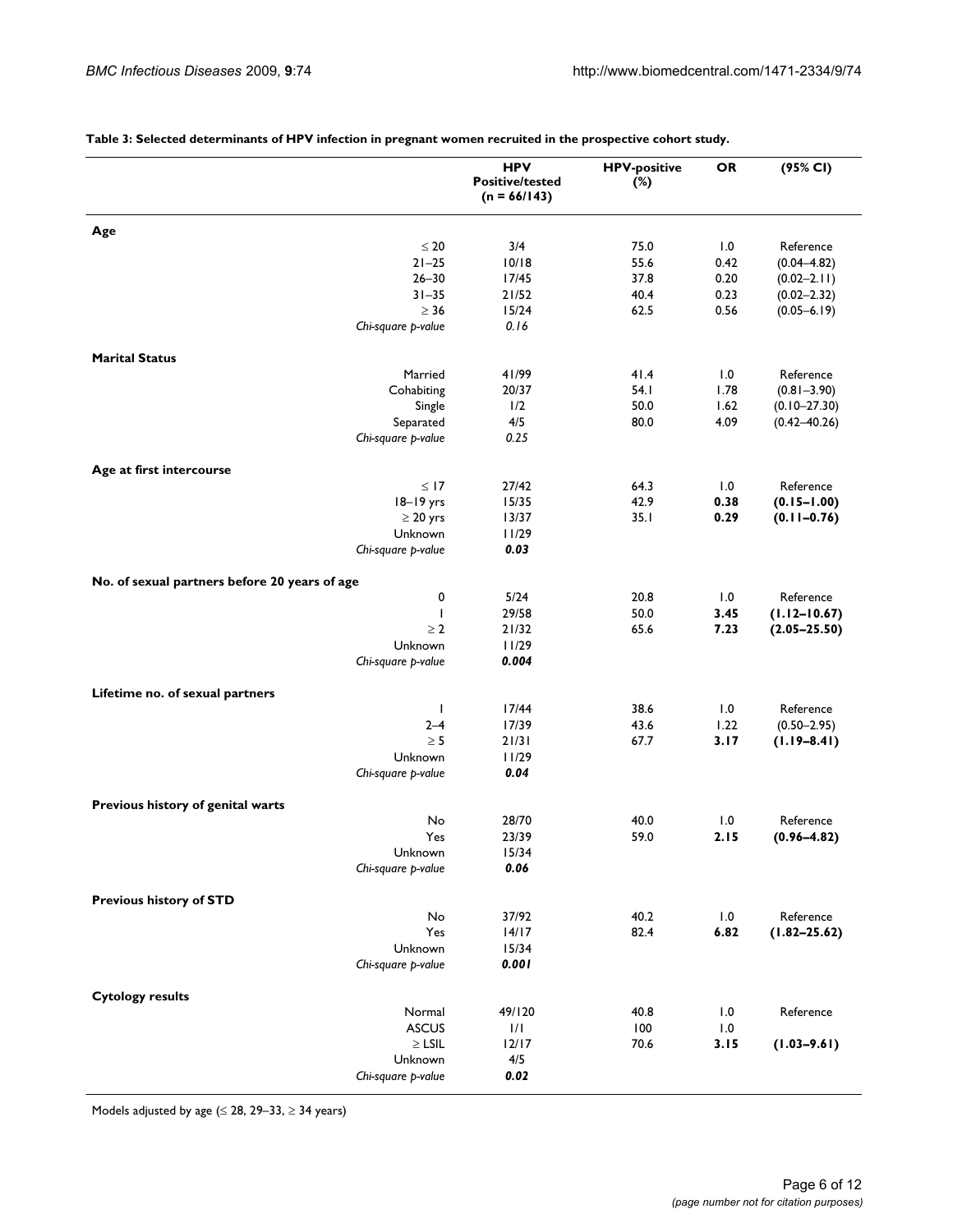**Table 3: Selected determinants of HPV infection in pregnant women recruited in the prospective cohort study.**

| | HPV Positive/tested (n = 66/143) | HPV-positive (%) | OR | (95% CI) |
|---|---|---|---|---|
| **Age** | | | | |
| ≤ 20 | 3/4 | 75.0 | 1.0 | Reference |
| 21–25 | 10/18 | 55.6 | 0.42 | (0.04–4.82) |
| 26–30 | 17/45 | 37.8 | 0.20 | (0.02–2.11) |
| 31–35 | 21/52 | 40.4 | 0.23 | (0.02–2.32) |
| ≥ 36 | 15/24 | 62.5 | 0.56 | (0.05–6.19) |
| *Chi-square p-value* | *0.16* | | | |
| **Marital Status** | | | | |
| Married | 41/99 | 41.4 | 1.0 | Reference |
| Cohabiting | 20/37 | 54.1 | 1.78 | (0.81–3.90) |
| Single | 1/2 | 50.0 | 1.62 | (0.10–27.30) |
| Separated | 4/5 | 80.0 | 4.09 | (0.42–40.26) |
| *Chi-square p-value* | *0.25* | | | |
| **Age at first intercourse** | | | | |
| ≤ 17 | 27/42 | 64.3 | 1.0 | Reference |
| 18–19 yrs | 15/35 | 42.9 | **0.38** | **(0.15–1.00)** |
| ≥ 20 yrs | 13/37 | 35.1 | **0.29** | **(0.11–0.76)** |
| Unknown | 11/29 | | | |
| *Chi-square p-value* | ***0.03*** | | | |
| **No. of sexual partners before 20 years of age** | | | | |
| 0 | 5/24 | 20.8 | 1.0 | Reference |
| 1 | 29/58 | 50.0 | **3.45** | **(1.12–10.67)** |
| ≥ 2 | 21/32 | 65.6 | **7.23** | **(2.05–25.50)** |
| Unknown | 11/29 | | | |
| *Chi-square p-value* | ***0.004*** | | | |
| **Lifetime no. of sexual partners** | | | | |
| 1 | 17/44 | 38.6 | 1.0 | Reference |
| 2–4 | 17/39 | 43.6 | 1.22 | (0.50–2.95) |
| ≥ 5 | 21/31 | 67.7 | **3.17** | **(1.19–8.41)** |
| Unknown | 11/29 | | | |
| *Chi-square p-value* | ***0.04*** | | | |
| **Previous history of genital warts** | | | | |
| No | 28/70 | 40.0 | 1.0 | Reference |
| Yes | 23/39 | 59.0 | **2.15** | **(0.96–4.82)** |
| Unknown | 15/34 | | | |
| *Chi-square p-value* | ***0.06*** | | | |
| **Previous history of STD** | | | | |
| No | 37/92 | 40.2 | 1.0 | Reference |
| Yes | 14/17 | 82.4 | **6.82** | **(1.82–25.62)** |
| Unknown | 15/34 | | | |
| *Chi-square p-value* | ***0.001*** | | | |
| **Cytology results** | | | | |
| Normal | 49/120 | 40.8 | 1.0 | Reference |
| ASCUS | 1/1 | 100 | 1.0 | |
| ≥ LSIL | 12/17 | 70.6 | **3.15** | **(1.03–9.61)** |
| Unknown | 4/5 | | | |
| *Chi-square p-value* | ***0.02*** | | | |

Models adjusted by age (≤ 28, 29–33, ≥ 34 years)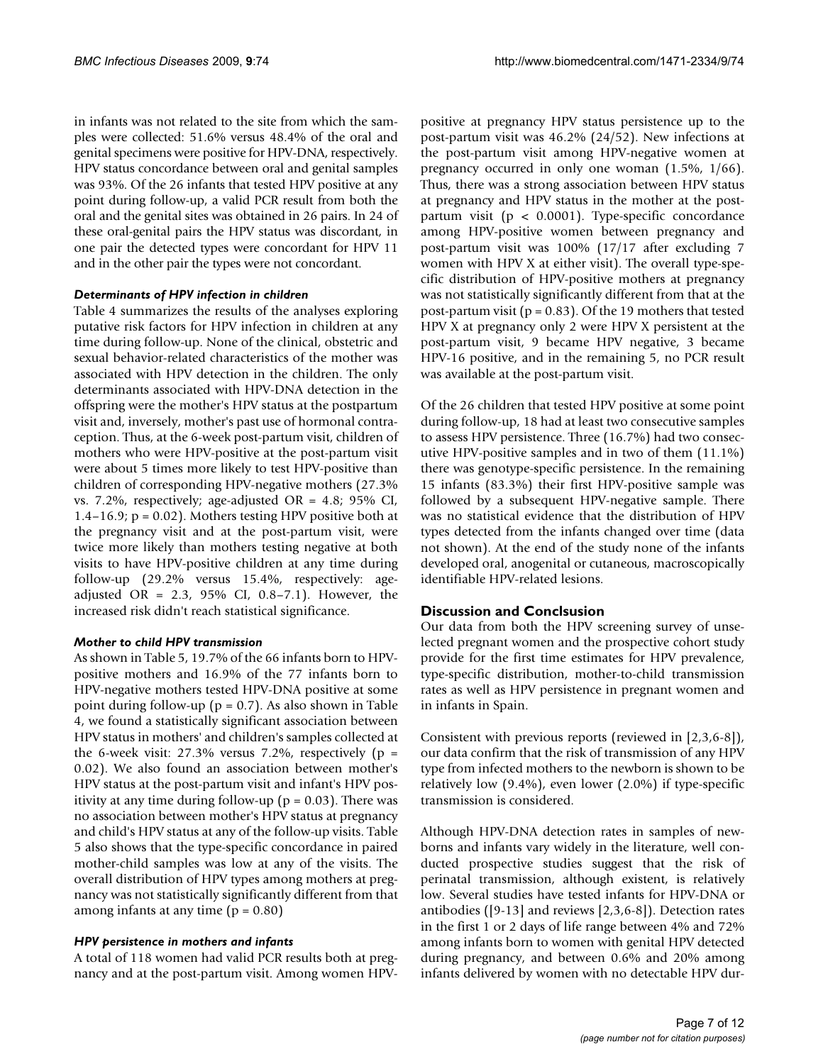in infants was not related to the site from which the samples were collected: 51.6% versus 48.4% of the oral and genital specimens were positive for HPV-DNA, respectively. HPV status concordance between oral and genital samples was 93%. Of the 26 infants that tested HPV positive at any point during follow-up, a valid PCR result from both the oral and the genital sites was obtained in 26 pairs. In 24 of these oral-genital pairs the HPV status was discordant, in one pair the detected types were concordant for HPV 11 and in the other pair the types were not concordant.

### *Determinants of HPV infection in children*

Table 4 summarizes the results of the analyses exploring putative risk factors for HPV infection in children at any time during follow-up. None of the clinical, obstetric and sexual behavior-related characteristics of the mother was associated with HPV detection in the children. The only determinants associated with HPV-DNA detection in the offspring were the mother's HPV status at the postpartum visit and, inversely, mother's past use of hormonal contraception. Thus, at the 6-week post-partum visit, children of mothers who were HPV-positive at the post-partum visit were about 5 times more likely to test HPV-positive than children of corresponding HPV-negative mothers (27.3% vs. 7.2%, respectively; age-adjusted OR = 4.8; 95% CI, 1.4–16.9; $p = 0.02$). Mothers testing HPV positive both at the pregnancy visit and at the post-partum visit, were twice more likely than mothers testing negative at both visits to have HPV-positive children at any time during follow-up (29.2% versus 15.4%, respectively: age-adjusted OR = 2.3, 95% CI, 0.8–7.1). However, the increased risk didn't reach statistical significance.

### *Mother to child HPV transmission*

As shown in Table 5, 19.7% of the 66 infants born to HPV-positive mothers and 16.9% of the 77 infants born to HPV-negative mothers tested HPV-DNA positive at some point during follow-up ($p = 0.7$). As also shown in Table 4, we found a statistically significant association between HPV status in mothers' and children's samples collected at the 6-week visit: 27.3% versus 7.2%, respectively ($p = 0.02$). We also found an association between mother's HPV status at the post-partum visit and infant's HPV positivity at any time during follow-up ($p = 0.03$). There was no association between mother's HPV status at pregnancy and child's HPV status at any of the follow-up visits. Table 5 also shows that the type-specific concordance in paired mother-child samples was low at any of the visits. The overall distribution of HPV types among mothers at pregnancy was not statistically significantly different from that among infants at any time ($p = 0.80$)

### *HPV persistence in mothers and infants*

A total of 118 women had valid PCR results both at pregnancy and at the post-partum visit. Among women HPV-positive at pregnancy HPV status persistence up to the post-partum visit was 46.2% (24/52). New infections at the post-partum visit among HPV-negative women at pregnancy occurred in only one woman (1.5%, 1/66). Thus, there was a strong association between HPV status at pregnancy and HPV status in the mother at the post-partum visit ($p < 0.0001$). Type-specific concordance among HPV-positive women between pregnancy and post-partum visit was 100% (17/17 after excluding 7 women with HPV X at either visit). The overall type-specific distribution of HPV-positive mothers at pregnancy was not statistically significantly different from that at the post-partum visit ($p = 0.83$). Of the 19 mothers that tested HPV X at pregnancy only 2 were HPV X persistent at the post-partum visit, 9 became HPV negative, 3 became HPV-16 positive, and in the remaining 5, no PCR result was available at the post-partum visit.

Of the 26 children that tested HPV positive at some point during follow-up, 18 had at least two consecutive samples to assess HPV persistence. Three (16.7%) had two consecutive HPV-positive samples and in two of them (11.1%) there was genotype-specific persistence. In the remaining 15 infants (83.3%) their first HPV-positive sample was followed by a subsequent HPV-negative sample. There was no statistical evidence that the distribution of HPV types detected from the infants changed over time (data not shown). At the end of the study none of the infants developed oral, anogenital or cutaneous, macroscopically identifiable HPV-related lesions.

## Discussion and Conclsusion

Our data from both the HPV screening survey of unselected pregnant women and the prospective cohort study provide for the first time estimates for HPV prevalence, type-specific distribution, mother-to-child transmission rates as well as HPV persistence in pregnant women and in infants in Spain.

Consistent with previous reports (reviewed in [2,3,6-8]), our data confirm that the risk of transmission of any HPV type from infected mothers to the newborn is shown to be relatively low (9.4%), even lower (2.0%) if type-specific transmission is considered.

Although HPV-DNA detection rates in samples of newborns and infants vary widely in the literature, well conducted prospective studies suggest that the risk of perinatal transmission, although existent, is relatively low. Several studies have tested infants for HPV-DNA or antibodies ([9-13] and reviews [2,3,6-8]). Detection rates in the first 1 or 2 days of life range between 4% and 72% among infants born to women with genital HPV detected during pregnancy, and between 0.6% and 20% among infants delivered by women with no detectable HPV dur-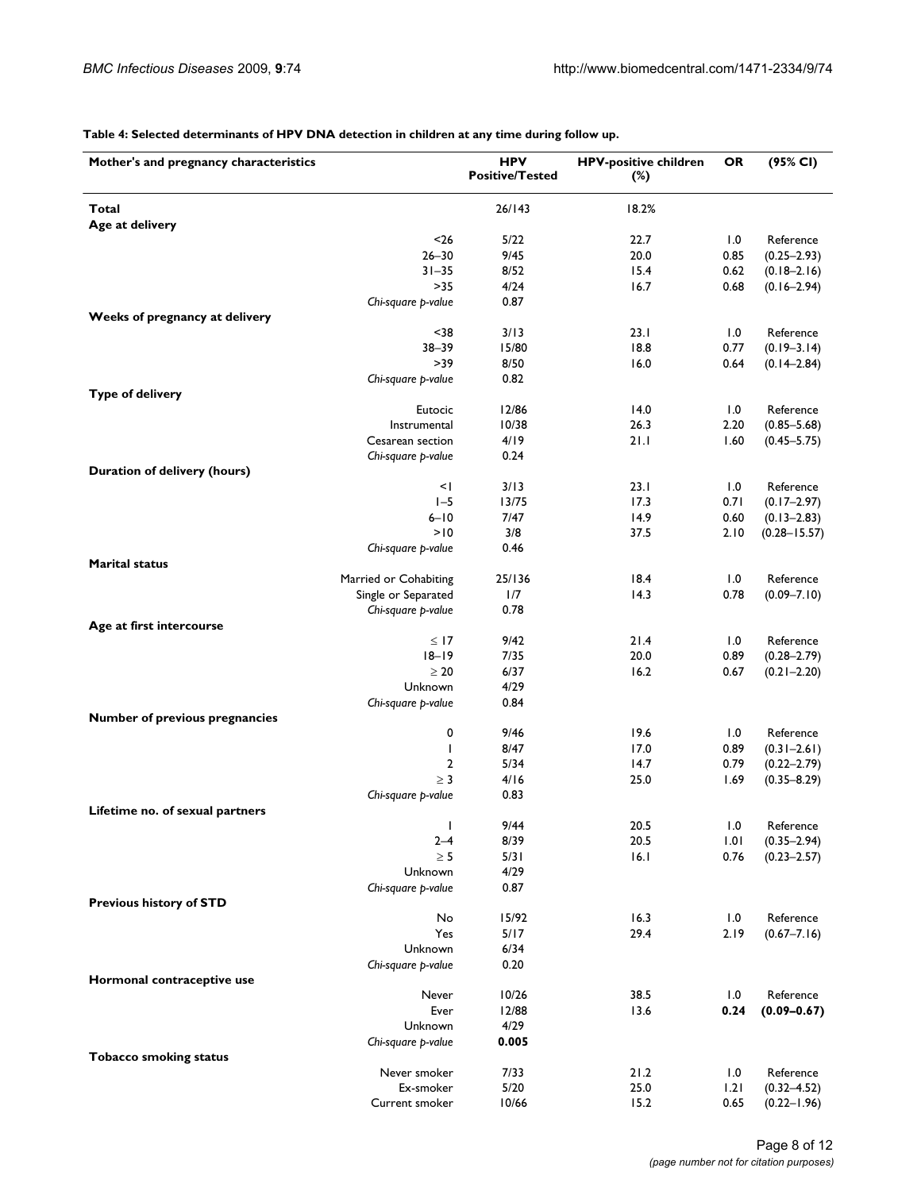**Table 4: Selected determinants of HPV DNA detection in children at any time during follow up.**

| Mother's and pregnancy characteristics | | HPV Positive/Tested | HPV-positive children (%) | OR | (95% CI) |
|---|---|---|---|---|---|
| **Total** | | 26/143 | 18.2% | | |
| **Age at delivery** | | | | | |
| | <26 | 5/22 | 22.7 | 1.0 | Reference |
| | 26–30 | 9/45 | 20.0 | 0.85 | (0.25–2.93) |
| | 31–35 | 8/52 | 15.4 | 0.62 | (0.18–2.16) |
| | >35 | 4/24 | 16.7 | 0.68 | (0.16–2.94) |
| | *Chi-square p-value* | 0.87 | | | |
| **Weeks of pregnancy at delivery** | | | | | |
| | <38 | 3/13 | 23.1 | 1.0 | Reference |
| | 38–39 | 15/80 | 18.8 | 0.77 | (0.19–3.14) |
| | >39 | 8/50 | 16.0 | 0.64 | (0.14–2.84) |
| | *Chi-square p-value* | 0.82 | | | |
| **Type of delivery** | | | | | |
| | Eutocic | 12/86 | 14.0 | 1.0 | Reference |
| | Instrumental | 10/38 | 26.3 | 2.20 | (0.85–5.68) |
| | Cesarean section | 4/19 | 21.1 | 1.60 | (0.45–5.75) |
| | *Chi-square p-value* | 0.24 | | | |
| **Duration of delivery (hours)** | | | | | |
| | <1 | 3/13 | 23.1 | 1.0 | Reference |
| | 1–5 | 13/75 | 17.3 | 0.71 | (0.17–2.97) |
| | 6–10 | 7/47 | 14.9 | 0.60 | (0.13–2.83) |
| | >10 | 3/8 | 37.5 | 2.10 | (0.28–15.57) |
| | *Chi-square p-value* | 0.46 | | | |
| **Marital status** | | | | | |
| | Married or Cohabiting | 25/136 | 18.4 | 1.0 | Reference |
| | Single or Separated | 1/7 | 14.3 | 0.78 | (0.09–7.10) |
| | *Chi-square p-value* | 0.78 | | | |
| **Age at first intercourse** | | | | | |
| | ≤ 17 | 9/42 | 21.4 | 1.0 | Reference |
| | 18–19 | 7/35 | 20.0 | 0.89 | (0.28–2.79) |
| | ≥ 20 | 6/37 | 16.2 | 0.67 | (0.21–2.20) |
| | Unknown | 4/29 | | | |
| | *Chi-square p-value* | 0.84 | | | |
| **Number of previous pregnancies** | | | | | |
| | 0 | 9/46 | 19.6 | 1.0 | Reference |
| | 1 | 8/47 | 17.0 | 0.89 | (0.31–2.61) |
| | 2 | 5/34 | 14.7 | 0.79 | (0.22–2.79) |
| | ≥ 3 | 4/16 | 25.0 | 1.69 | (0.35–8.29) |
| | *Chi-square p-value* | 0.83 | | | |
| **Lifetime no. of sexual partners** | | | | | |
| | 1 | 9/44 | 20.5 | 1.0 | Reference |
| | 2–4 | 8/39 | 20.5 | 1.01 | (0.35–2.94) |
| | ≥ 5 | 5/31 | 16.1 | 0.76 | (0.23–2.57) |
| | Unknown | 4/29 | | | |
| | *Chi-square p-value* | 0.87 | | | |
| **Previous history of STD** | | | | | |
| | No | 15/92 | 16.3 | 1.0 | Reference |
| | Yes | 5/17 | 29.4 | 2.19 | (0.67–7.16) |
| | Unknown | 6/34 | | | |
| | *Chi-square p-value* | 0.20 | | | |
| **Hormonal contraceptive use** | | | | | |
| | Never | 10/26 | 38.5 | 1.0 | Reference |
| | Ever | 12/88 | 13.6 | **0.24** | **(0.09–0.67)** |
| | Unknown | 4/29 | | | |
| | *Chi-square p-value* | **0.005** | | | |
| **Tobacco smoking status** | | | | | |
| | Never smoker | 7/33 | 21.2 | 1.0 | Reference |
| | Ex-smoker | 5/20 | 25.0 | 1.21 | (0.32–4.52) |
| | Current smoker | 10/66 | 15.2 | 0.65 | (0.22–1.96) |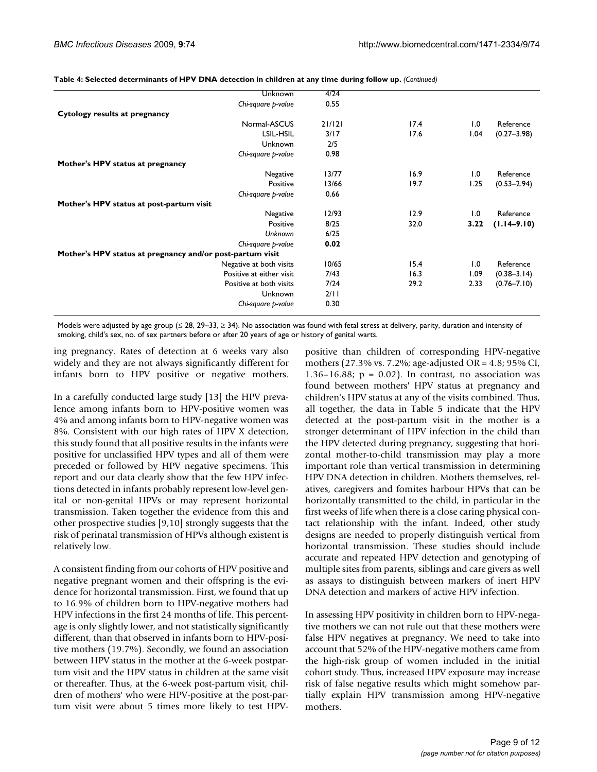**Table 4: Selected determinants of HPV DNA detection in children at any time during follow up.** *(Continued)*

| | | | | |
|---|---|---|---|---|
| Unknown | 4/24 | | | |
| *Chi-square p-value* | 0.55 | | | |
| **Cytology results at pregnancy** | | | | |
| Normal-ASCUS | 21/121 | 17.4 | 1.0 | Reference |
| LSIL-HSIL | 3/17 | 17.6 | 1.04 | (0.27–3.98) |
| Unknown | 2/5 | | | |
| *Chi-square p-value* | 0.98 | | | |
| **Mother's HPV status at pregnancy** | | | | |
| Negative | 13/77 | 16.9 | 1.0 | Reference |
| Positive | 13/66 | 19.7 | 1.25 | (0.53–2.94) |
| *Chi-square p-value* | 0.66 | | | |
| **Mother's HPV status at post-partum visit** | | | | |
| Negative | 12/93 | 12.9 | 1.0 | Reference |
| Positive | 8/25 | 32.0 | **3.22** | **(1.14–9.10)** |
| *Unknown* | 6/25 | | | |
| *Chi-square p-value* | **0.02** | | | |
| **Mother's HPV status at pregnancy and/or post-partum visit** | | | | |
| Negative at both visits | 10/65 | 15.4 | 1.0 | Reference |
| Positive at either visit | 7/43 | 16.3 | 1.09 | (0.38–3.14) |
| Positive at both visits | 7/24 | 29.2 | 2.33 | (0.76–7.10) |
| Unknown | 2/11 | | | |
| *Chi-square p-value* | 0.30 | | | |

Models were adjusted by age group (≤ 28, 29–33, ≥ 34). No association was found with fetal stress at delivery, parity, duration and intensity of smoking, child's sex, no. of sex partners before or after 20 years of age or history of genital warts.

ing pregnancy. Rates of detection at 6 weeks vary also widely and they are not always significantly different for infants born to HPV positive or negative mothers.

In a carefully conducted large study [13] the HPV prevalence among infants born to HPV-positive women was 4% and among infants born to HPV-negative women was 8%. Consistent with our high rates of HPV X detection, this study found that all positive results in the infants were positive for unclassified HPV types and all of them were preceded or followed by HPV negative specimens. This report and our data clearly show that the few HPV infections detected in infants probably represent low-level genital or non-genital HPVs or may represent horizontal transmission. Taken together the evidence from this and other prospective studies [9,10] strongly suggests that the risk of perinatal transmission of HPVs although existent is relatively low.

A consistent finding from our cohorts of HPV positive and negative pregnant women and their offspring is the evidence for horizontal transmission. First, we found that up to 16.9% of children born to HPV-negative mothers had HPV infections in the first 24 months of life. This percentage is only slightly lower, and not statistically significantly different, than that observed in infants born to HPV-positive mothers (19.7%). Secondly, we found an association between HPV status in the mother at the 6-week postpartum visit and the HPV status in children at the same visit or thereafter. Thus, at the 6-week post-partum visit, children of mothers' who were HPV-positive at the post-partum visit were about 5 times more likely to test HPV-positive than children of corresponding HPV-negative mothers (27.3% vs. 7.2%; age-adjusted OR = 4.8; 95% CI, 1.36–16.88; $p = 0.02$). In contrast, no association was found between mothers' HPV status at pregnancy and children's HPV status at any of the visits combined. Thus, all together, the data in Table 5 indicate that the HPV detected at the post-partum visit in the mother is a stronger determinant of HPV infection in the child than the HPV detected during pregnancy, suggesting that horizontal mother-to-child transmission may play a more important role than vertical transmission in determining HPV DNA detection in children. Mothers themselves, relatives, caregivers and fomites harbour HPVs that can be horizontally transmitted to the child, in particular in the first weeks of life when there is a close caring physical contact relationship with the infant. Indeed, other study designs are needed to properly distinguish vertical from horizontal transmission. These studies should include accurate and repeated HPV detection and genotyping of multiple sites from parents, siblings and care givers as well as assays to distinguish between markers of inert HPV DNA detection and markers of active HPV infection.

In assessing HPV positivity in children born to HPV-negative mothers we can not rule out that these mothers were false HPV negatives at pregnancy. We need to take into account that 52% of the HPV-negative mothers came from the high-risk group of women included in the initial cohort study. Thus, increased HPV exposure may increase risk of false negative results which might somehow partially explain HPV transmission among HPV-negative mothers.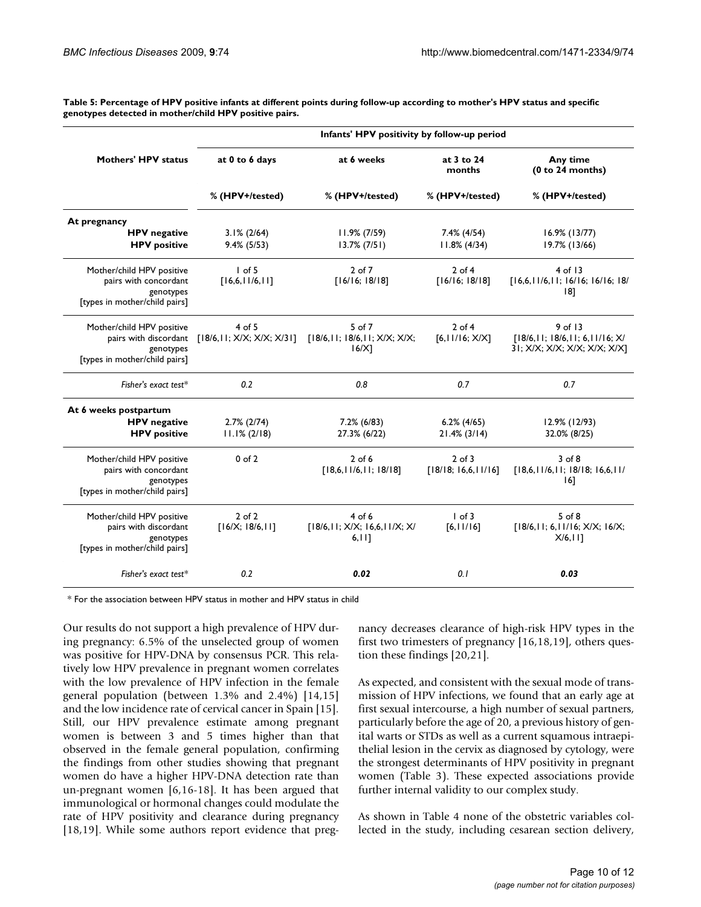**Table 5: Percentage of HPV positive infants at different points during follow-up according to mother's HPV status and specific genotypes detected in mother/child HPV positive pairs.**

| Mothers' HPV status | Infants' HPV positivity by follow-up period | | | |
|---|---|---|---|---|
| | at 0 to 6 days | at 6 weeks | at 3 to 24 months | Any time (0 to 24 months) |
| | % (HPV+/tested) | % (HPV+/tested) | % (HPV+/tested) | % (HPV+/tested) |
| **At pregnancy** | | | | |
| **HPV negative** | 3.1% (2/64) | 11.9% (7/59) | 7.4% (4/54) | 16.9% (13/77) |
| **HPV positive** | 9.4% (5/53) | 13.7% (7/51) | 11.8% (4/34) | 19.7% (13/66) |
| Mother/child HPV positive pairs with concordant genotypes [types in mother/child pairs] | 1 of 5 [16,6,11/6,11] | 2 of 7 [16/16; 18/18] | 2 of 4 [16/16; 18/18] | 4 of 13 [16,6,11/6,11; 16/16; 16/16; 18/18] |
| Mother/child HPV positive pairs with discordant genotypes [types in mother/child pairs] | 4 of 5 [18/6,11; X/X; X/X; X/31] | 5 of 7 [18/6,11; 18/6,11; X/X; X/X; 16/X] | 2 of 4 [6,11/16; X/X] | 9 of 13 [18/6,11; 18/6,11; 6,11/16; X/31; X/X; X/X; X/X; X/X; X/X] |
| *Fisher's exact test** | *0.2* | *0.8* | *0.7* | *0.7* |
| **At 6 weeks postpartum** | | | | |
| **HPV negative** | 2.7% (2/74) | 7.2% (6/83) | 6.2% (4/65) | 12.9% (12/93) |
| **HPV positive** | 11.1% (2/18) | 27.3% (6/22) | 21.4% (3/14) | 32.0% (8/25) |
| Mother/child HPV positive pairs with concordant genotypes [types in mother/child pairs] | 0 of 2 | 2 of 6 [18,6,11/6,11; 18/18] | 2 of 3 [18/18; 16,6,11/16] | 3 of 8 [18,6,11/6,11; 18/18; 16,6,11/16] |
| Mother/child HPV positive pairs with discordant genotypes [types in mother/child pairs] | 2 of 2 [16/X; 18/6,11] | 4 of 6 [18/6,11; X/X; 16,6,11/X; X/6,11] | 1 of 3 [6,11/16] | 5 of 8 [18/6,11; 6,11/16; X/X; 16/X; X/6,11] |
| *Fisher's exact test** | *0.2* | ***0.02*** | *0.1* | ***0.03*** |

\* For the association between HPV status in mother and HPV status in child

Our results do not support a high prevalence of HPV during pregnancy: 6.5% of the unselected group of women was positive for HPV-DNA by consensus PCR. This relatively low HPV prevalence in pregnant women correlates with the low prevalence of HPV infection in the female general population (between 1.3% and 2.4%) [14,15] and the low incidence rate of cervical cancer in Spain [15]. Still, our HPV prevalence estimate among pregnant women is between 3 and 5 times higher than that observed in the female general population, confirming the findings from other studies showing that pregnant women do have a higher HPV-DNA detection rate than un-pregnant women [6,16-18]. It has been argued that immunological or hormonal changes could modulate the rate of HPV positivity and clearance during pregnancy [18,19]. While some authors report evidence that pregnancy decreases clearance of high-risk HPV types in the first two trimesters of pregnancy [16,18,19], others question these findings [20,21].

As expected, and consistent with the sexual mode of transmission of HPV infections, we found that an early age at first sexual intercourse, a high number of sexual partners, particularly before the age of 20, a previous history of genital warts or STDs as well as a current squamous intraepithelial lesion in the cervix as diagnosed by cytology, were the strongest determinants of HPV positivity in pregnant women (Table 3). These expected associations provide further internal validity to our complex study.

As shown in Table 4 none of the obstetric variables collected in the study, including cesarean section delivery,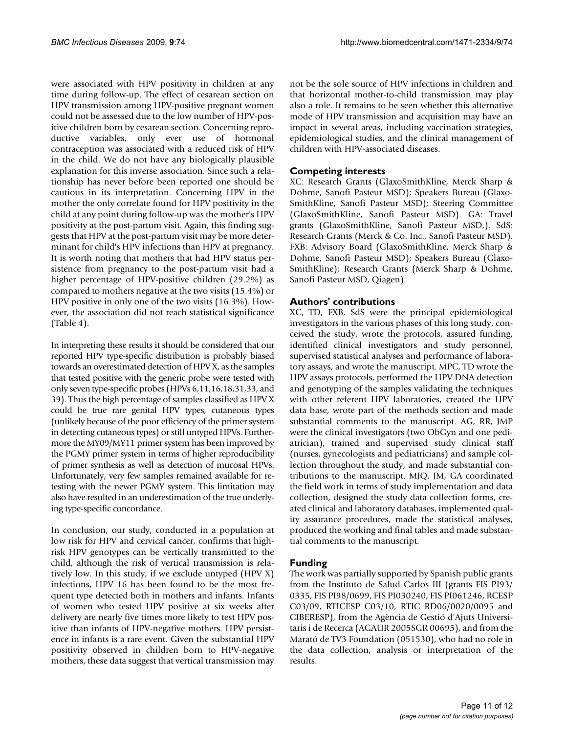were associated with HPV positivity in children at any time during follow-up. The effect of cesarean section on HPV transmission among HPV-positive pregnant women could not be assessed due to the low number of HPV-positive children born by cesarean section. Concerning reproductive variables, only ever use of hormonal contraception was associated with a reduced risk of HPV in the child. We do not have any biologically plausible explanation for this inverse association. Since such a relationship has never before been reported one should be cautious in its interpretation. Concerning HPV in the mother the only correlate found for HPV positivity in the child at any point during follow-up was the mother's HPV positivity at the post-partum visit. Again, this finding suggests that HPV at the post-partum visit may be more determinant for child's HPV infections than HPV at pregnancy. It is worth noting that mothers that had HPV status persistence from pregnancy to the post-partum visit had a higher percentage of HPV-positive children (29.2%) as compared to mothers negative at the two visits (15.4%) or HPV positive in only one of the two visits (16.3%). However, the association did not reach statistical significance (Table 4).

In interpreting these results it should be considered that our reported HPV type-specific distribution is probably biased towards an overestimated detection of HPV X, as the samples that tested positive with the generic probe were tested with only seven type-specific probes (HPVs 6,11,16,18,31,33, and 39). Thus the high percentage of samples classified as HPV X could be true rare genital HPV types, cutaneous types (unlikely because of the poor efficiency of the primer system in detecting cutaneous types) or still untyped HPVs. Furthermore the MY09/MY11 primer system has been improved by the PGMY primer system in terms of higher reproducibility of primer synthesis as well as detection of mucosal HPVs. Unfortunately, very few samples remained available for re-testing with the newer PGMY system. This limitation may also have resulted in an underestimation of the true underlying type-specific concordance.

In conclusion, our study, conducted in a population at low risk for HPV and cervical cancer, confirms that high-risk HPV genotypes can be vertically transmitted to the child, although the risk of vertical transmission is relatively low. In this study, if we exclude untyped (HPV X) infections, HPV 16 has been found to be the most frequent type detected both in mothers and infants. Infants of women who tested HPV positive at six weeks after delivery are nearly five times more likely to test HPV positive than infants of HPV-negative mothers. HPV persistence in infants is a rare event. Given the substantial HPV positivity observed in children born to HPV-negative mothers, these data suggest that vertical transmission may not be the sole source of HPV infections in children and that horizontal mother-to-child transmission may play also a role. It remains to be seen whether this alternative mode of HPV transmission and acquisition may have an impact in several areas, including vaccination strategies, epidemiological studies, and the clinical management of children with HPV-associated diseases.

## Competing interests

XC: Research Grants (GlaxoSmithKline, Merck Sharp & Dohme, Sanofi Pasteur MSD); Speakers Bureau (GlaxoSmithKline, Sanofi Pasteur MSD); Steering Committee (GlaxoSmithKline, Sanofi Pasteur MSD). GA: Travel grants (GlaxoSmithKline, Sanofi Pasteur MSD,). SdS: Research Grants (Merck & Co. Inc., Sanofi Pasteur MSD). FXB: Advisory Board (GlaxoSmithKline, Merck Sharp & Dohme, Sanofi Pasteur MSD); Speakers Bureau (GlaxoSmithKline); Research Grants (Merck Sharp & Dohme, Sanofi Pasteur MSD, Qiagen).

## Authors' contributions

XC, TD, FXB, SdS were the principal epidemiological investigators in the various phases of this long study, conceived the study, wrote the protocols, assured funding, identified clinical investigators and study personnel, supervised statistical analyses and performance of laboratory assays, and wrote the manuscript. MPC, TD wrote the HPV assays protocols, performed the HPV DNA detection and genotyping of the samples validating the techniques with other referent HPV laboratories, created the HPV data base, wrote part of the methods section and made substantial comments to the manuscript. AG, RR, JMP were the clinical investigators (two ObGyn and one pediatrician), trained and supervised study clinical staff (nurses, gynecologists and pediatricians) and sample collection throughout the study, and made substantial contributions to the manuscript. MJQ, JM, GA coordinated the field work in terms of study implementation and data collection, designed the study data collection forms, created clinical and laboratory databases, implemented quality assurance procedures, made the statistical analyses, produced the working and final tables and made substantial comments to the manuscript.

## Funding

The work was partially supported by Spanish public grants from the Instituto de Salud Carlos III (grants FIS PI93/0335, FIS PI98/0699, FIS PI030240, FIS PI061246, RCESP C03/09, RTICESP C03/10, RTIC RD06/0020/0095 and CIBERESP), from the Agència de Gestió d'Ajuts Universitaris i de Recerca (AGAUR 2005SGR 00695), and from the Marató de TV3 Foundation (051530), who had no role in the data collection, analysis or interpretation of the results.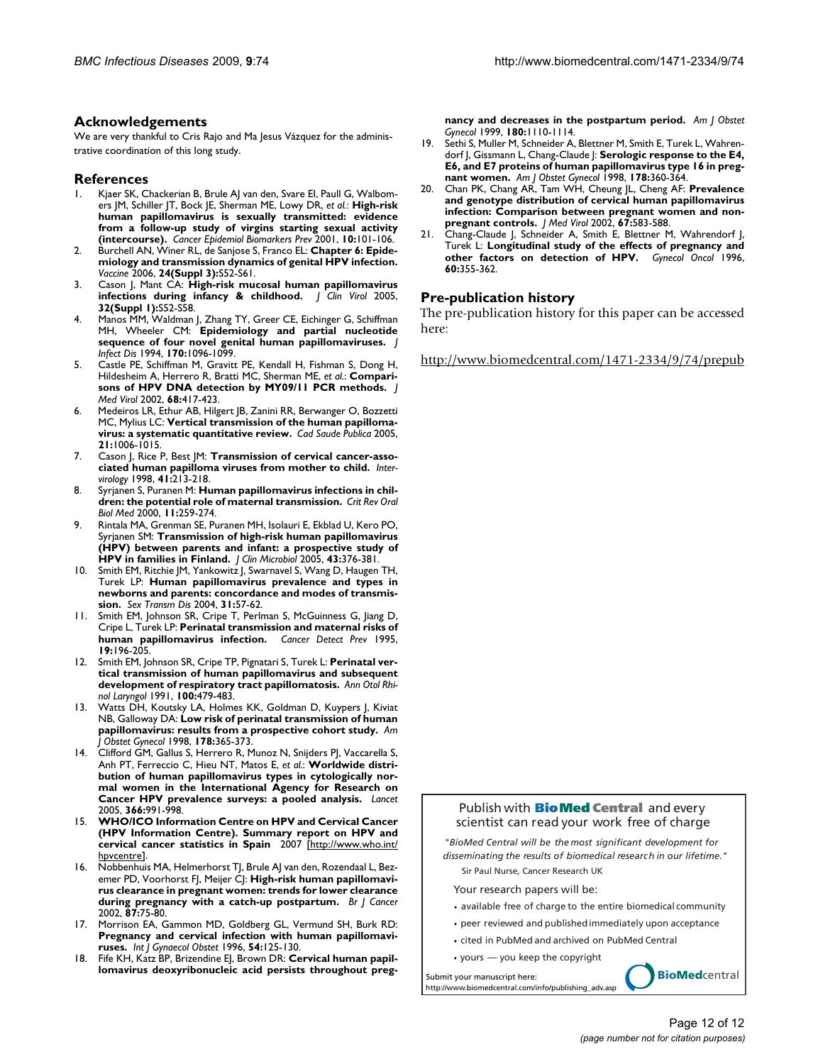## Acknowledgements

We are very thankful to Cris Rajo and Ma Jesus Vázquez for the administrative coordination of this long study.

## References

1. Kjaer SK, Chackerian B, Brule AJ van den, Svare EI, Paull G, Walboomers JM, Schiller JT, Bock JE, Sherman ME, Lowy DR, *et al.*: **High-risk human papillomavirus is sexually transmitted: evidence from a follow-up study of virgins starting sexual activity (intercourse).** *Cancer Epidemiol Biomarkers Prev* 2001, **10:**101-106.
2. Burchell AN, Winer RL, de Sanjose S, Franco EL: **Chapter 6: Epidemiology and transmission dynamics of genital HPV infection.** *Vaccine* 2006, **24(Suppl 3):**S52-S61.
3. Cason J, Mant CA: **High-risk mucosal human papillomavirus infections during infancy & childhood.** *J Clin Virol* 2005, **32(Suppl 1):**S52-S58.
4. Manos MM, Waldman J, Zhang TY, Greer CE, Eichinger G, Schiffman MH, Wheeler CM: **Epidemiology and partial nucleotide sequence of four novel genital human papillomaviruses.** *J Infect Dis* 1994, **170:**1096-1099.
5. Castle PE, Schiffman M, Gravitt PE, Kendall H, Fishman S, Dong H, Hildesheim A, Herrero R, Bratti MC, Sherman ME, *et al.*: **Comparisons of HPV DNA detection by MY09/11 PCR methods.** *J Med Virol* 2002, **68:**417-423.
6. Medeiros LR, Ethur AB, Hilgert JB, Zanini RR, Berwanger O, Bozzetti MC, Mylius LC: **Vertical transmission of the human papillomavirus: a systematic quantitative review.** *Cad Saude Publica* 2005, **21:**1006-1015.
7. Cason J, Rice P, Best JM: **Transmission of cervical cancer-associated human papilloma viruses from mother to child.** *Intervirology* 1998, **41:**213-218.
8. Syrjanen S, Puranen M: **Human papillomavirus infections in children: the potential role of maternal transmission.** *Crit Rev Oral Biol Med* 2000, **11:**259-274.
9. Rintala MA, Grenman SE, Puranen MH, Isolauri E, Ekblad U, Kero PO, Syrjanen SM: **Transmission of high-risk human papillomavirus (HPV) between parents and infant: a prospective study of HPV in families in Finland.** *J Clin Microbiol* 2005, **43:**376-381.
10. Smith EM, Ritchie JM, Yankowitz J, Swarnavel S, Wang D, Haugen TH, Turek LP: **Human papillomavirus prevalence and types in newborns and parents: concordance and modes of transmission.** *Sex Transm Dis* 2004, **31:**57-62.
11. Smith EM, Johnson SR, Cripe T, Perlman S, McGuinness G, Jiang D, Cripe L, Turek LP: **Perinatal transmission and maternal risks of human papillomavirus infection.** *Cancer Detect Prev* 1995, **19:**196-205.
12. Smith EM, Johnson SR, Cripe TP, Pignatari S, Turek L: **Perinatal vertical transmission of human papillomavirus and subsequent development of respiratory tract papillomatosis.** *Ann Otol Rhinol Laryngol* 1991, **100:**479-483.
13. Watts DH, Koutsky LA, Holmes KK, Goldman D, Kuypers J, Kiviat NB, Galloway DA: **Low risk of perinatal transmission of human papillomavirus: results from a prospective cohort study.** *Am J Obstet Gynecol* 1998, **178:**365-373.
14. Clifford GM, Gallus S, Herrero R, Munoz N, Snijders PJ, Vaccarella S, Anh PT, Ferreccio C, Hieu NT, Matos E, *et al.*: **Worldwide distribution of human papillomavirus types in cytologically normal women in the International Agency for Research on Cancer HPV prevalence surveys: a pooled analysis.** *Lancet* 2005, **366:**991-998.
15. **WHO/ICO Information Centre on HPV and Cervical Cancer (HPV Information Centre). Summary report on HPV and cervical cancer statistics in Spain** 2007 [http://www.who.int/hpvcentre].
16. Nobbenhuis MA, Helmerhorst TJ, Brule AJ van den, Rozendaal L, Bezemer PD, Voorhorst FJ, Meijer CJ: **High-risk human papillomavirus clearance in pregnant women: trends for lower clearance during pregnancy with a catch-up postpartum.** *Br J Cancer* 2002, **87:**75-80.
17. Morrison EA, Gammon MD, Goldberg GL, Vermund SH, Burk RD: **Pregnancy and cervical infection with human papillomaviruses.** *Int J Gynaecol Obstet* 1996, **54:**125-130.
18. Fife KH, Katz BP, Brizendine EJ, Brown DR: **Cervical human papillomavirus deoxyribonucleic acid persists throughout pregnancy and decreases in the postpartum period.** *Am J Obstet Gynecol* 1999, **180:**1110-1114.
19. Sethi S, Muller M, Schneider A, Blettner M, Smith E, Turek L, Wahrendorf J, Gissmann L, Chang-Claude J: **Serologic response to the E4, E6, and E7 proteins of human papillomavirus type 16 in pregnant women.** *Am J Obstet Gynecol* 1998, **178:**360-364.
20. Chan PK, Chang AR, Tam WH, Cheung JL, Cheng AF: **Prevalence and genotype distribution of cervical human papillomavirus infection: Comparison between pregnant women and non-pregnant controls.** *J Med Virol* 2002, **67:**583-588.
21. Chang-Claude J, Schneider A, Smith E, Blettner M, Wahrendorf J, Turek L: **Longitudinal study of the effects of pregnancy and other factors on detection of HPV.** *Gynecol Oncol* 1996, **60:**355-362.

## Pre-publication history

The pre-publication history for this paper can be accessed here:

http://www.biomedcentral.com/1471-2334/9/74/prepub

Publish with **BioMed Central** and every scientist can read your work free of charge

*"BioMed Central will be the most significant development for disseminating the results of biomedical research in our lifetime."*

Sir Paul Nurse, Cancer Research UK

Your research papers will be:

- available free of charge to the entire biomedical community
- peer reviewed and published immediately upon acceptance
- cited in PubMed and archived on PubMed Central
- yours — you keep the copyright

Submit your manuscript here:
http://www.biomedcentral.com/info/publishing_adv.asp

BioMedcentral